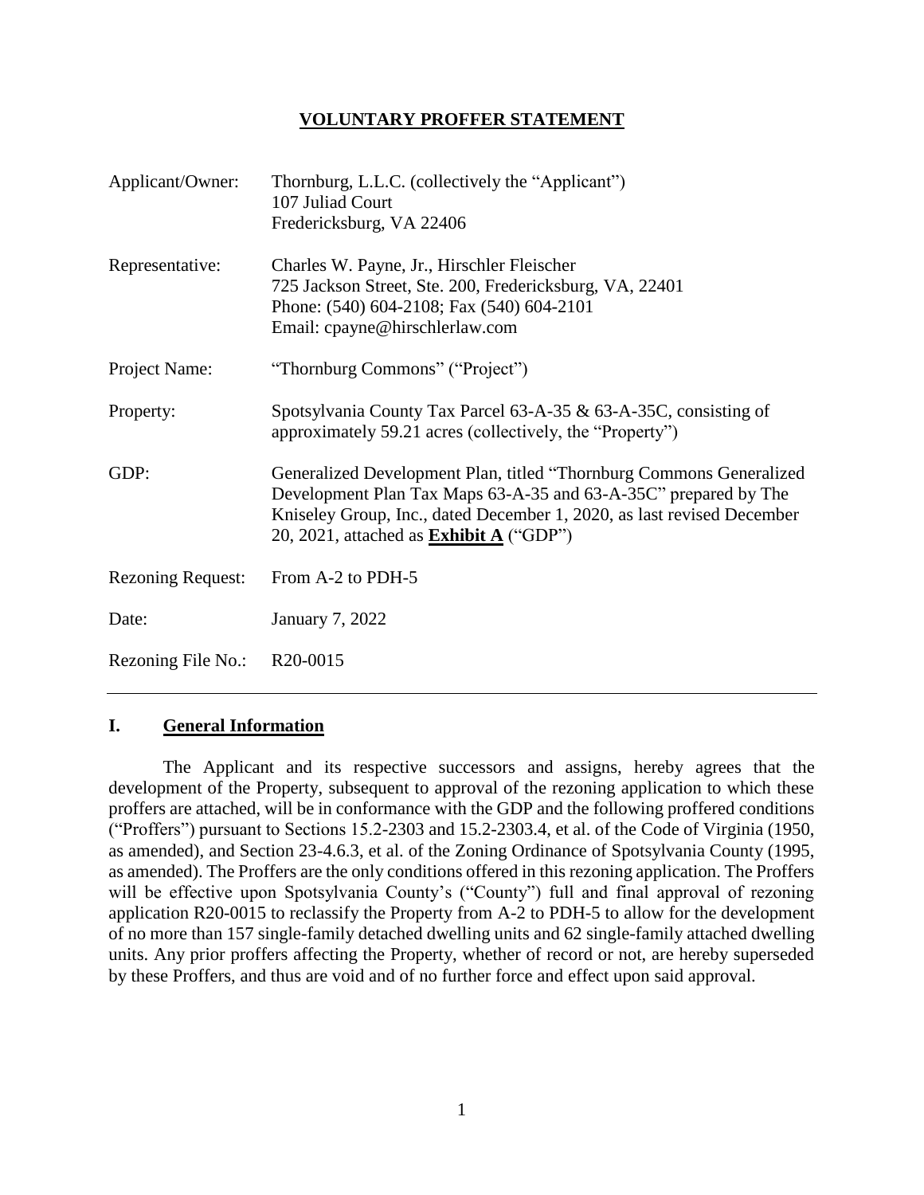# VOLUNTARY PROFFER STATEMENT

| | |
|---|---|
| Applicant/Owner: | Thornburg, L.L.C. (collectively the "Applicant")<br>107 Juliad Court<br>Fredericksburg, VA 22406 |
| Representative: | Charles W. Payne, Jr., Hirschler Fleischer<br>725 Jackson Street, Ste. 200, Fredericksburg, VA, 22401<br>Phone: (540) 604-2108; Fax (540) 604-2101<br>Email: cpayne@hirschlerlaw.com |
| Project Name: | "Thornburg Commons" ("Project") |
| Property: | Spotsylvania County Tax Parcel 63-A-35 & 63-A-35C, consisting of approximately 59.21 acres (collectively, the "Property") |
| GDP: | Generalized Development Plan, titled "Thornburg Commons Generalized Development Plan Tax Maps 63-A-35 and 63-A-35C" prepared by The Kniseley Group, Inc., dated December 1, 2020, as last revised December 20, 2021, attached as **Exhibit A** ("GDP") |
| Rezoning Request: | From A-2 to PDH-5 |
| Date: | January 7, 2022 |
| Rezoning File No.: | R20-0015 |

---

## I. General Information

The Applicant and its respective successors and assigns, hereby agrees that the development of the Property, subsequent to approval of the rezoning application to which these proffers are attached, will be in conformance with the GDP and the following proffered conditions ("Proffers") pursuant to Sections 15.2-2303 and 15.2-2303.4, et al. of the Code of Virginia (1950, as amended), and Section 23-4.6.3, et al. of the Zoning Ordinance of Spotsylvania County (1995, as amended). The Proffers are the only conditions offered in this rezoning application. The Proffers will be effective upon Spotsylvania County's ("County") full and final approval of rezoning application R20-0015 to reclassify the Property from A-2 to PDH-5 to allow for the development of no more than 157 single-family detached dwelling units and 62 single-family attached dwelling units. Any prior proffers affecting the Property, whether of record or not, are hereby superseded by these Proffers, and thus are void and of no further force and effect upon said approval.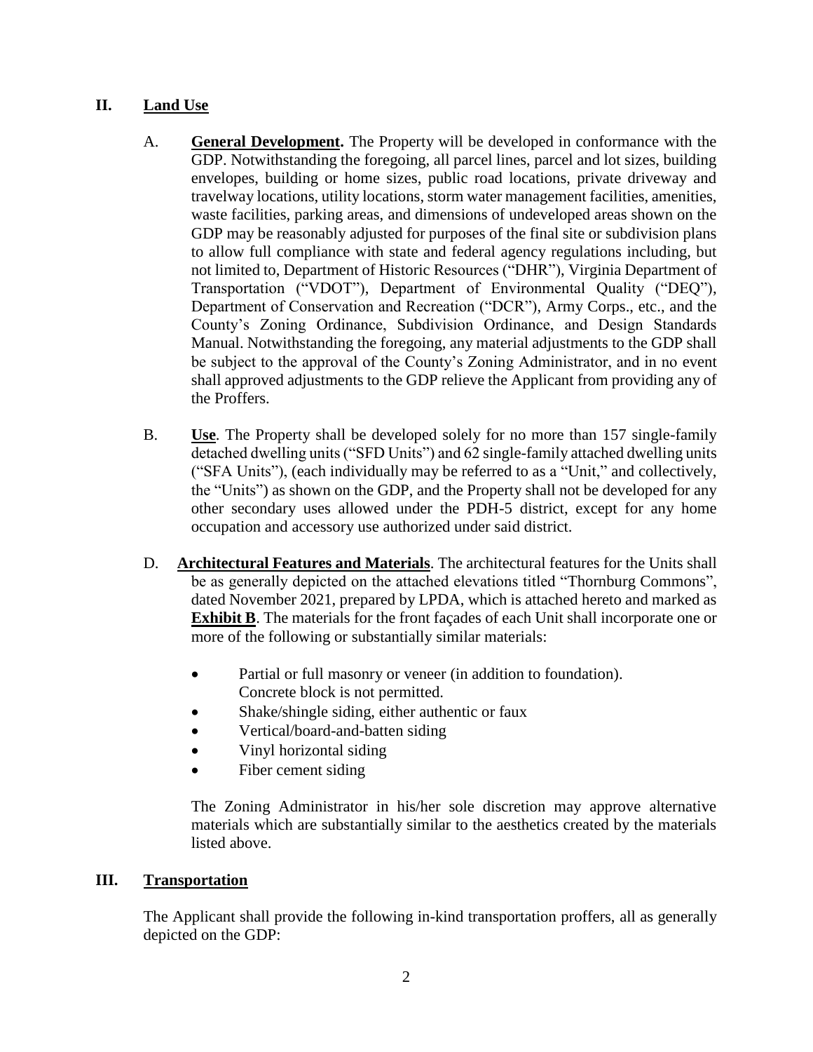## II. Land Use

A. **General Development.** The Property will be developed in conformance with the GDP. Notwithstanding the foregoing, all parcel lines, parcel and lot sizes, building envelopes, building or home sizes, public road locations, private driveway and travelway locations, utility locations, storm water management facilities, amenities, waste facilities, parking areas, and dimensions of undeveloped areas shown on the GDP may be reasonably adjusted for purposes of the final site or subdivision plans to allow full compliance with state and federal agency regulations including, but not limited to, Department of Historic Resources ("DHR"), Virginia Department of Transportation ("VDOT"), Department of Environmental Quality ("DEQ"), Department of Conservation and Recreation ("DCR"), Army Corps., etc., and the County's Zoning Ordinance, Subdivision Ordinance, and Design Standards Manual. Notwithstanding the foregoing, any material adjustments to the GDP shall be subject to the approval of the County's Zoning Administrator, and in no event shall approved adjustments to the GDP relieve the Applicant from providing any of the Proffers.

B. **Use**. The Property shall be developed solely for no more than 157 single-family detached dwelling units ("SFD Units") and 62 single-family attached dwelling units ("SFA Units"), (each individually may be referred to as a "Unit," and collectively, the "Units") as shown on the GDP, and the Property shall not be developed for any other secondary uses allowed under the PDH-5 district, except for any home occupation and accessory use authorized under said district.

D. **Architectural Features and Materials**. The architectural features for the Units shall be as generally depicted on the attached elevations titled "Thornburg Commons", dated November 2021, prepared by LPDA, which is attached hereto and marked as **Exhibit B**. The materials for the front façades of each Unit shall incorporate one or more of the following or substantially similar materials:

- Partial or full masonry or veneer (in addition to foundation). Concrete block is not permitted.
- Shake/shingle siding, either authentic or faux
- Vertical/board-and-batten siding
- Vinyl horizontal siding
- Fiber cement siding

The Zoning Administrator in his/her sole discretion may approve alternative materials which are substantially similar to the aesthetics created by the materials listed above.

## III. Transportation

The Applicant shall provide the following in-kind transportation proffers, all as generally depicted on the GDP: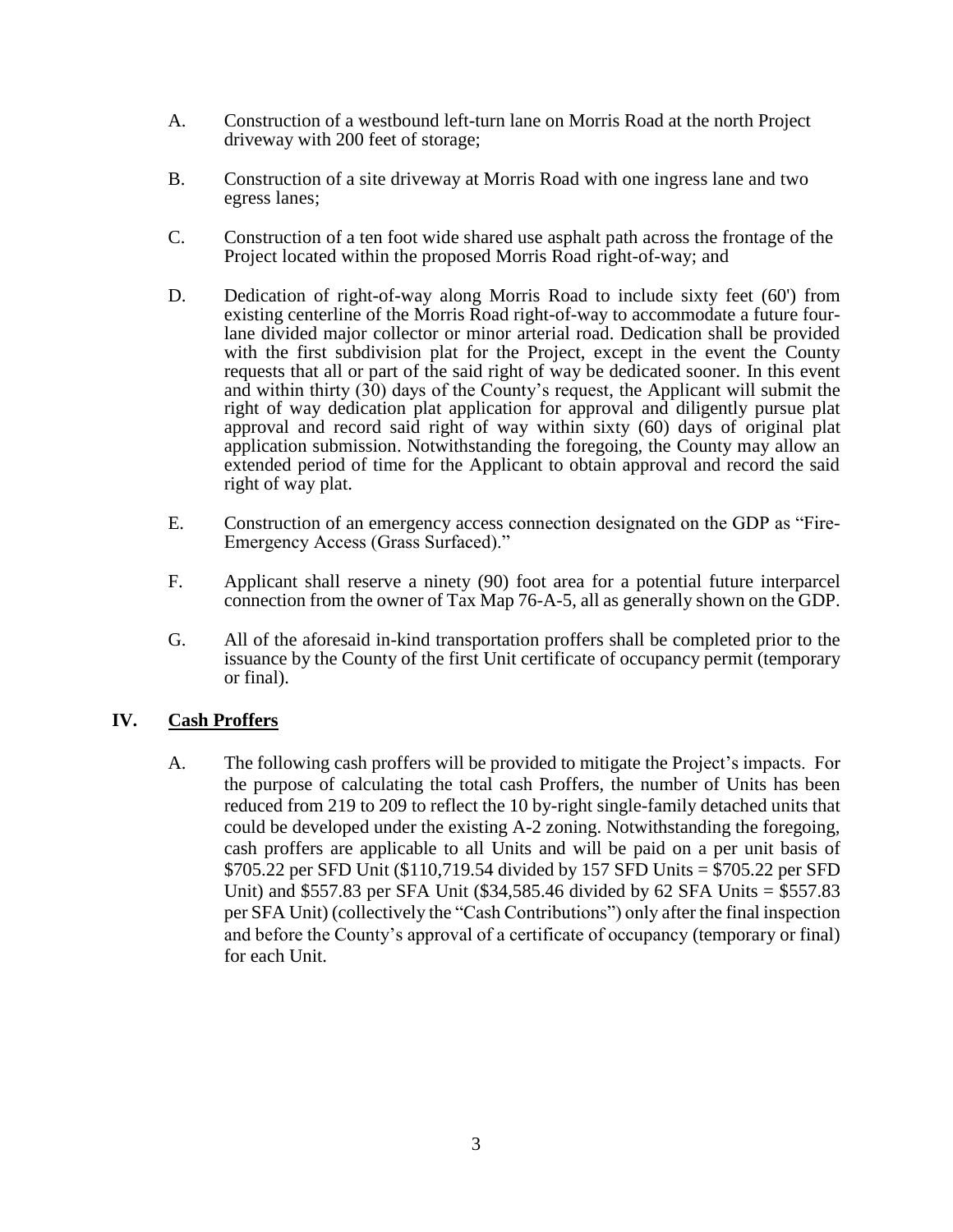A. Construction of a westbound left-turn lane on Morris Road at the north Project driveway with 200 feet of storage;

B. Construction of a site driveway at Morris Road with one ingress lane and two egress lanes;

C. Construction of a ten foot wide shared use asphalt path across the frontage of the Project located within the proposed Morris Road right-of-way; and

D. Dedication of right-of-way along Morris Road to include sixty feet (60') from existing centerline of the Morris Road right-of-way to accommodate a future four-lane divided major collector or minor arterial road. Dedication shall be provided with the first subdivision plat for the Project, except in the event the County requests that all or part of the said right of way be dedicated sooner. In this event and within thirty (30) days of the County's request, the Applicant will submit the right of way dedication plat application for approval and diligently pursue plat approval and record said right of way within sixty (60) days of original plat application submission. Notwithstanding the foregoing, the County may allow an extended period of time for the Applicant to obtain approval and record the said right of way plat.

E. Construction of an emergency access connection designated on the GDP as "Fire-Emergency Access (Grass Surfaced)."

F. Applicant shall reserve a ninety (90) foot area for a potential future interparcel connection from the owner of Tax Map 76-A-5, all as generally shown on the GDP.

G. All of the aforesaid in-kind transportation proffers shall be completed prior to the issuance by the County of the first Unit certificate of occupancy permit (temporary or final).

## IV. Cash Proffers

A. The following cash proffers will be provided to mitigate the Project's impacts. For the purpose of calculating the total cash Proffers, the number of Units has been reduced from 219 to 209 to reflect the 10 by-right single-family detached units that could be developed under the existing A-2 zoning. Notwithstanding the foregoing, cash proffers are applicable to all Units and will be paid on a per unit basis of $705.22 per SFD Unit ($110,719.54 divided by 157 SFD Units = $705.22 per SFD Unit) and $557.83 per SFA Unit ($34,585.46 divided by 62 SFA Units = $557.83 per SFA Unit) (collectively the "Cash Contributions") only after the final inspection and before the County's approval of a certificate of occupancy (temporary or final) for each Unit.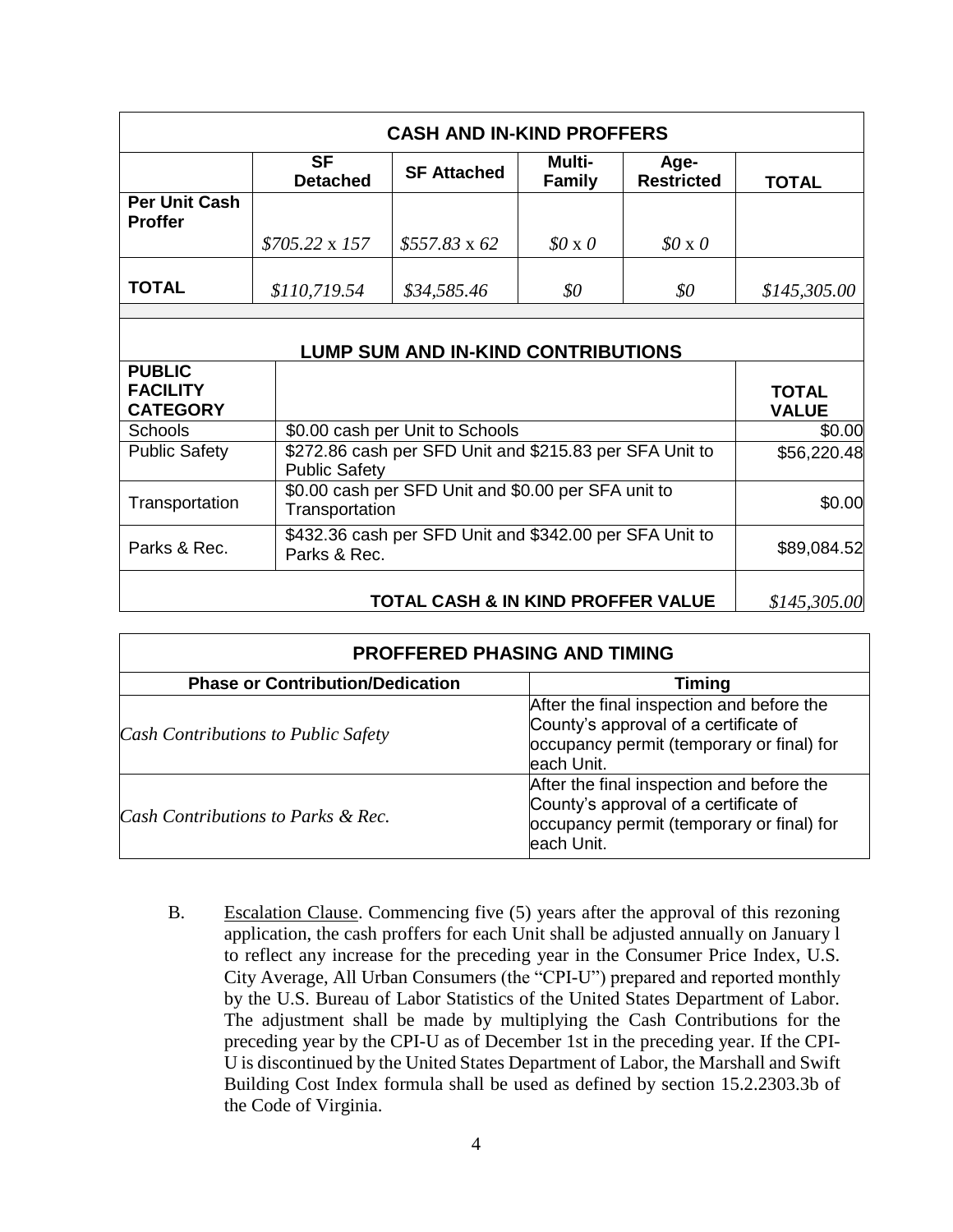| CASH AND IN-KIND PROFFERS | | | | | |
|---|---|---|---|---|---|
| | **SF Detached** | **SF Attached** | **Multi-Family** | **Age-Restricted** | **TOTAL** |
| **Per Unit Cash Proffer** | *$705.22* x *157* | *$557.83* x *62* | *$0* x *0* | *$0* x *0* | |
| **TOTAL** | *$110,719.54* | *$34,585.46* | *$0* | *$0* | *$145,305.00* |

| LUMP SUM AND IN-KIND CONTRIBUTIONS | | |
|---|---|---|
| **PUBLIC FACILITY CATEGORY** | | **TOTAL VALUE** |
| Schools | $0.00 cash per Unit to Schools | $0.00 |
| Public Safety | $272.86 cash per SFD Unit and $215.83 per SFA Unit to Public Safety | $56,220.48 |
| Transportation | $0.00 cash per SFD Unit and $0.00 per SFA unit to Transportation | $0.00 |
| Parks & Rec. | $432.36 cash per SFD Unit and $342.00 per SFA Unit to Parks & Rec. | $89,084.52 |
| | **TOTAL CASH & IN KIND PROFFER VALUE** | *$145,305.00* |

| PROFFERED PHASING AND TIMING | |
|---|---|
| **Phase or Contribution/Dedication** | **Timing** |
| *Cash Contributions to Public Safety* | After the final inspection and before the County's approval of a certificate of occupancy permit (temporary or final) for each Unit. |
| *Cash Contributions to Parks & Rec.* | After the final inspection and before the County's approval of a certificate of occupancy permit (temporary or final) for each Unit. |

B. Escalation Clause. Commencing five (5) years after the approval of this rezoning application, the cash proffers for each Unit shall be adjusted annually on January l to reflect any increase for the preceding year in the Consumer Price Index, U.S. City Average, All Urban Consumers (the "CPI-U") prepared and reported monthly by the U.S. Bureau of Labor Statistics of the United States Department of Labor. The adjustment shall be made by multiplying the Cash Contributions for the preceding year by the CPI-U as of December 1st in the preceding year. If the CPI-U is discontinued by the United States Department of Labor, the Marshall and Swift Building Cost Index formula shall be used as defined by section 15.2.2303.3b of the Code of Virginia.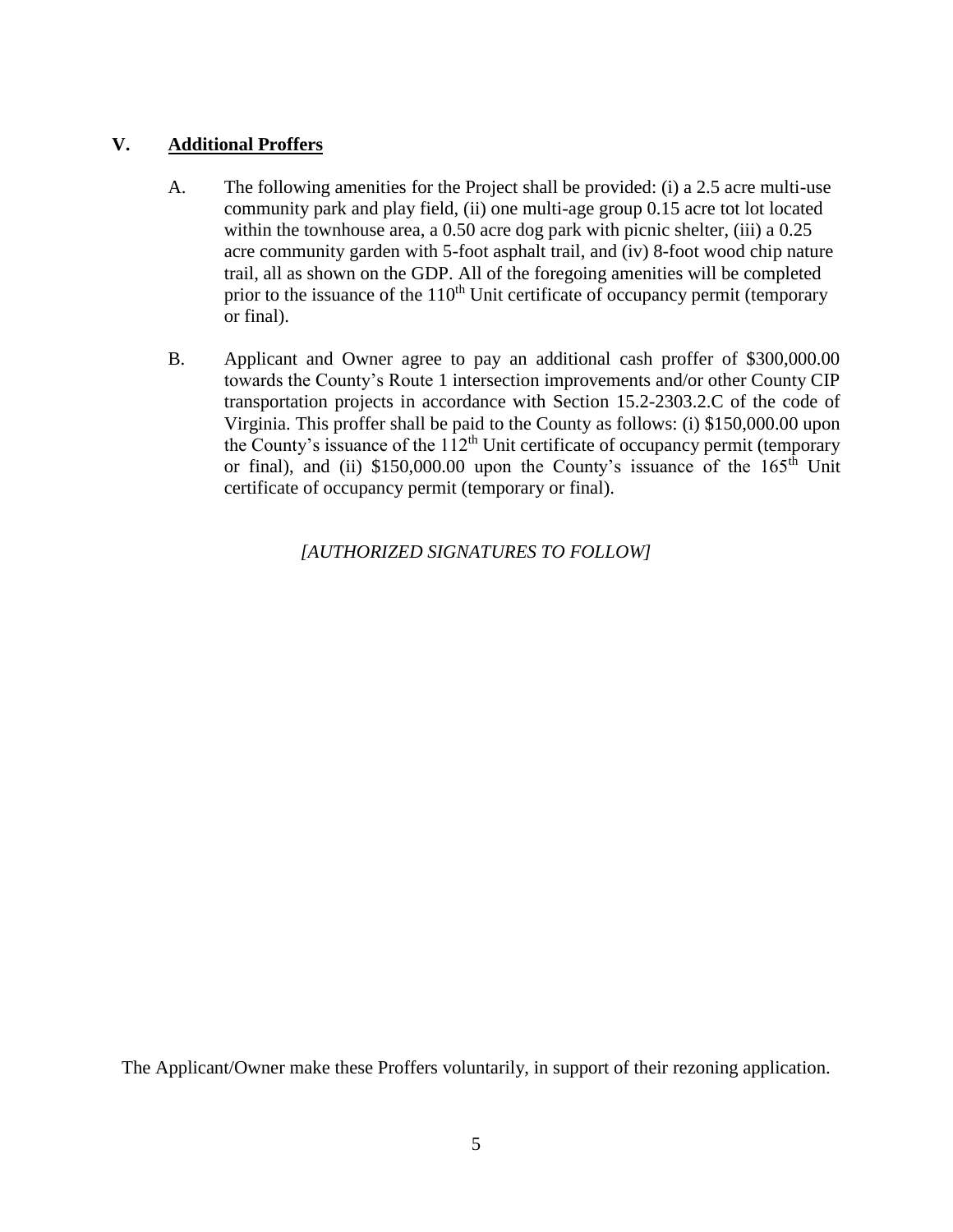## V. **Additional Proffers**

A. The following amenities for the Project shall be provided: (i) a 2.5 acre multi-use community park and play field, (ii) one multi-age group 0.15 acre tot lot located within the townhouse area, a 0.50 acre dog park with picnic shelter, (iii) a 0.25 acre community garden with 5-foot asphalt trail, and (iv) 8-foot wood chip nature trail, all as shown on the GDP. All of the foregoing amenities will be completed prior to the issuance of the 110th Unit certificate of occupancy permit (temporary or final).

B. Applicant and Owner agree to pay an additional cash proffer of $300,000.00 towards the County's Route 1 intersection improvements and/or other County CIP transportation projects in accordance with Section 15.2-2303.2.C of the code of Virginia. This proffer shall be paid to the County as follows: (i) $150,000.00 upon the County's issuance of the 112th Unit certificate of occupancy permit (temporary or final), and (ii) $150,000.00 upon the County's issuance of the 165th Unit certificate of occupancy permit (temporary or final).

*[AUTHORIZED SIGNATURES TO FOLLOW]*

The Applicant/Owner make these Proffers voluntarily, in support of their rezoning application.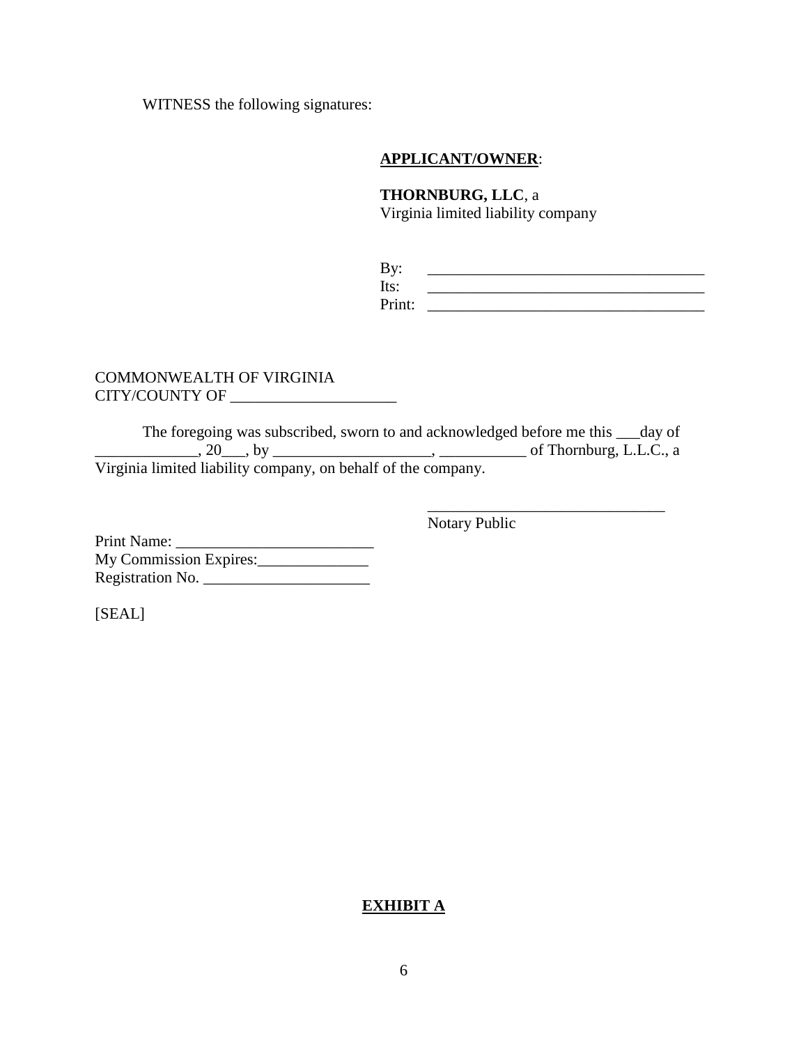WITNESS the following signatures:

**APPLICANT/OWNER**:

**THORNBURG, LLC**, a
Virginia limited liability company

By: ____________________________________
Its: ____________________________________
Print: ____________________________________

COMMONWEALTH OF VIRGINIA
CITY/COUNTY OF _____________________

The foregoing was subscribed, sworn to and acknowledged before me this ___day of _____________, 20___, by ___________________, ___________ of Thornburg, L.L.C., a Virginia limited liability company, on behalf of the company.

______________________________
Notary Public

Print Name: _________________________
My Commission Expires:______________
Registration No. _____________________

[SEAL]

**EXHIBIT A**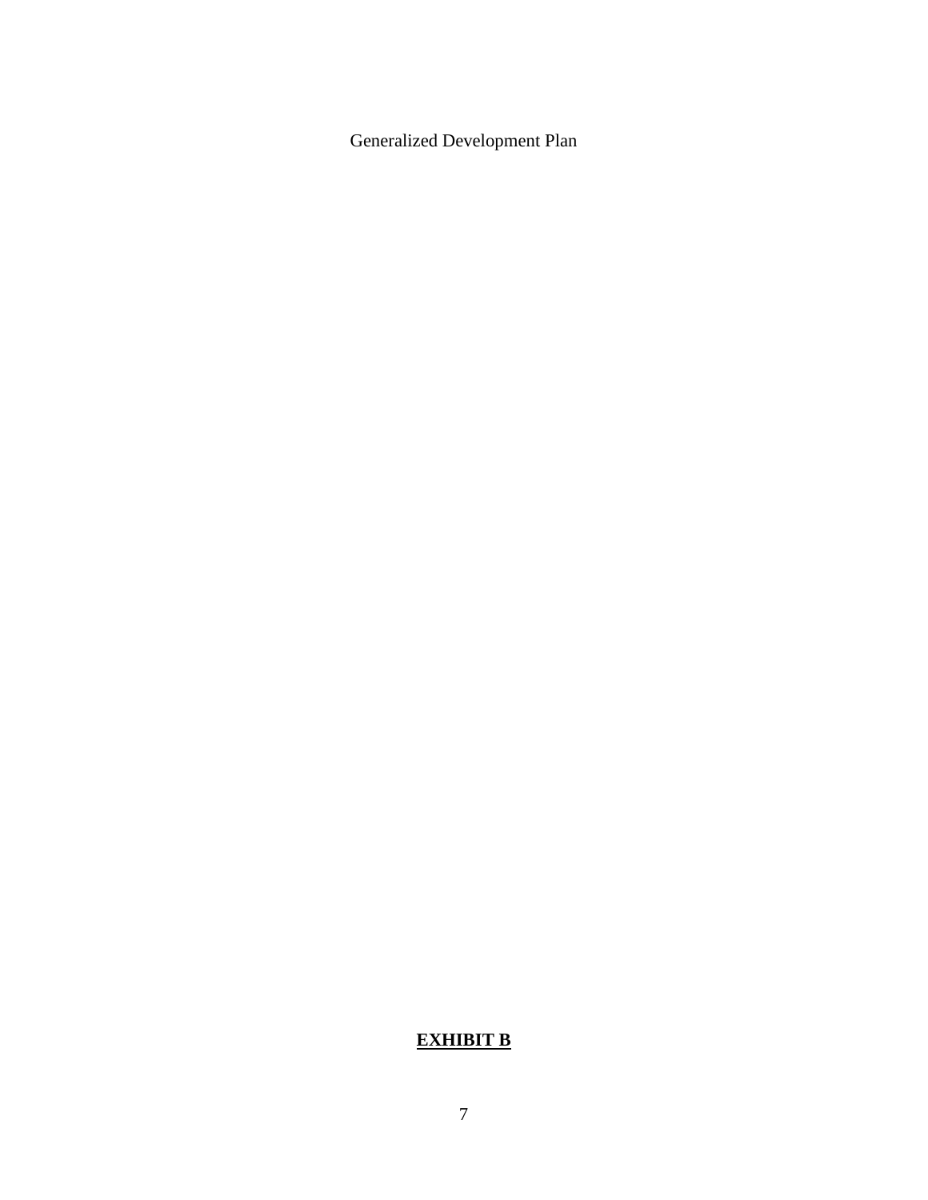Generalized Development Plan

**<u>EXHIBIT B</u>**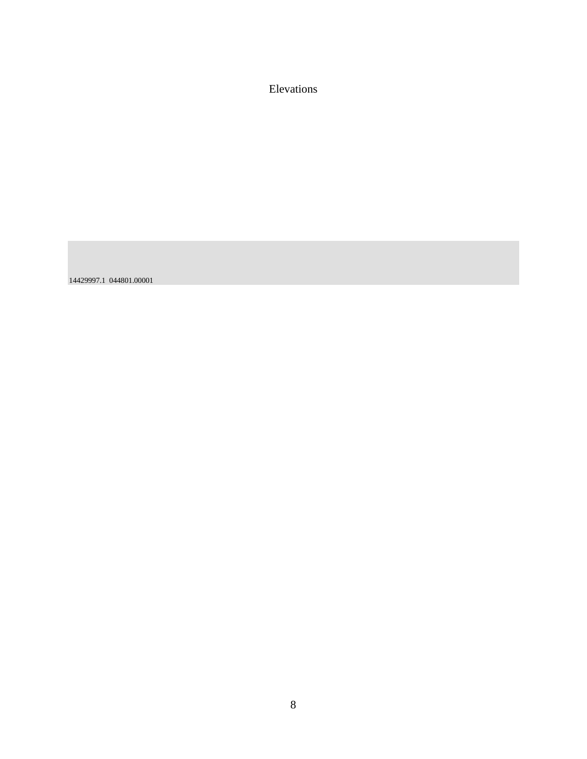Elevations

14429997.1 044801.00001